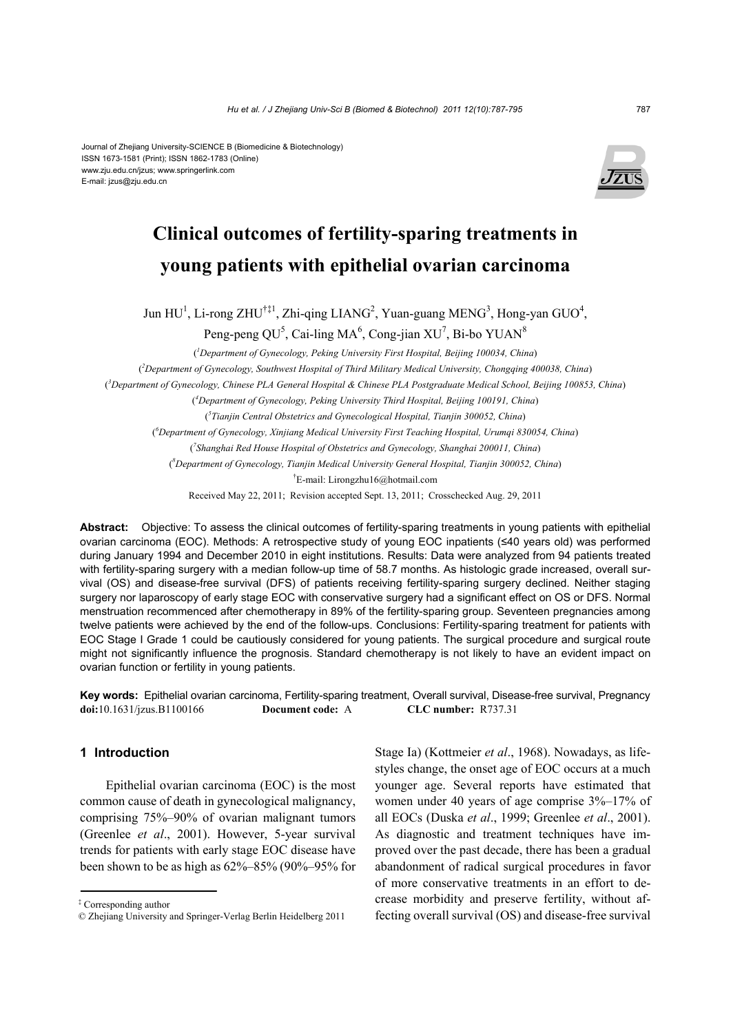Journal of Zhejiang University-SCIENCE B (Biomedicine & Biotechnology)
ISSN 1673-1581 (Print); ISSN 1862-1783 (Online)
www.zju.edu.cn/jzus; www.springerlink.com
E-mail: jzus@zju.edu.cn

# Clinical outcomes of fertility-sparing treatments in young patients with epithelial ovarian carcinoma

Jun HU[1], Li-rong ZHU[†‡1], Zhi-qing LIANG[2], Yuan-guang MENG[3], Hong-yan GUO[4], Peng-peng QU[5], Cai-ling MA[6], Cong-jian XU[7], Bi-bo YUAN[8]

([1]*Department of Gynecology, Peking University First Hospital, Beijing 100034, China*)

([2]*Department of Gynecology, Southwest Hospital of Third Military Medical University, Chongqing 400038, China*)

([3]*Department of Gynecology, Chinese PLA General Hospital & Chinese PLA Postgraduate Medical School, Beijing 100853, China*)

([4]*Department of Gynecology, Peking University Third Hospital, Beijing 100191, China*)

([5]*Tianjin Central Obstetrics and Gynecological Hospital, Tianjin 300052, China*)

([6]*Department of Gynecology, Xinjiang Medical University First Teaching Hospital, Urumqi 830054, China*)

([7]*Shanghai Red House Hospital of Obstetrics and Gynecology, Shanghai 200011, China*)

([8]*Department of Gynecology, Tianjin Medical University General Hospital, Tianjin 300052, China*)

[†]E-mail: Lirongzhu16@hotmail.com

Received May 22, 2011; Revision accepted Sept. 13, 2011; Crosschecked Aug. 29, 2011

**Abstract:** Objective: To assess the clinical outcomes of fertility-sparing treatments in young patients with epithelial ovarian carcinoma (EOC). Methods: A retrospective study of young EOC inpatients (≤40 years old) was performed during January 1994 and December 2010 in eight institutions. Results: Data were analyzed from 94 patients treated with fertility-sparing surgery with a median follow-up time of 58.7 months. As histologic grade increased, overall survival (OS) and disease-free survival (DFS) of patients receiving fertility-sparing surgery declined. Neither staging surgery nor laparoscopy of early stage EOC with conservative surgery had a significant effect on OS or DFS. Normal menstruation recommenced after chemotherapy in 89% of the fertility-sparing group. Seventeen pregnancies among twelve patients were achieved by the end of the follow-ups. Conclusions: Fertility-sparing treatment for patients with EOC Stage I Grade 1 could be cautiously considered for young patients. The surgical procedure and surgical route might not significantly influence the prognosis. Standard chemotherapy is not likely to have an evident impact on ovarian function or fertility in young patients.

**Key words:** Epithelial ovarian carcinoma, Fertility-sparing treatment, Overall survival, Disease-free survival, Pregnancy

**doi:**10.1631/jzus.B1100166 **Document code:** A **CLC number:** R737.31

## 1 Introduction

Epithelial ovarian carcinoma (EOC) is the most common cause of death in gynecological malignancy, comprising 75%–90% of ovarian malignant tumors (Greenlee *et al*., 2001). However, 5-year survival trends for patients with early stage EOC disease have been shown to be as high as 62%–85% (90%–95% for Stage Ia) (Kottmeier *et al*., 1968). Nowadays, as lifestyles change, the onset age of EOC occurs at a much younger age. Several reports have estimated that women under 40 years of age comprise 3%–17% of all EOCs (Duska *et al*., 1999; Greenlee *et al*., 2001). As diagnostic and treatment techniques have improved over the past decade, there has been a gradual abandonment of radical surgical procedures in favor of more conservative treatments in an effort to decrease morbidity and preserve fertility, without affecting overall survival (OS) and disease-free survival

[‡] Corresponding author

© Zhejiang University and Springer-Verlag Berlin Heidelberg 2011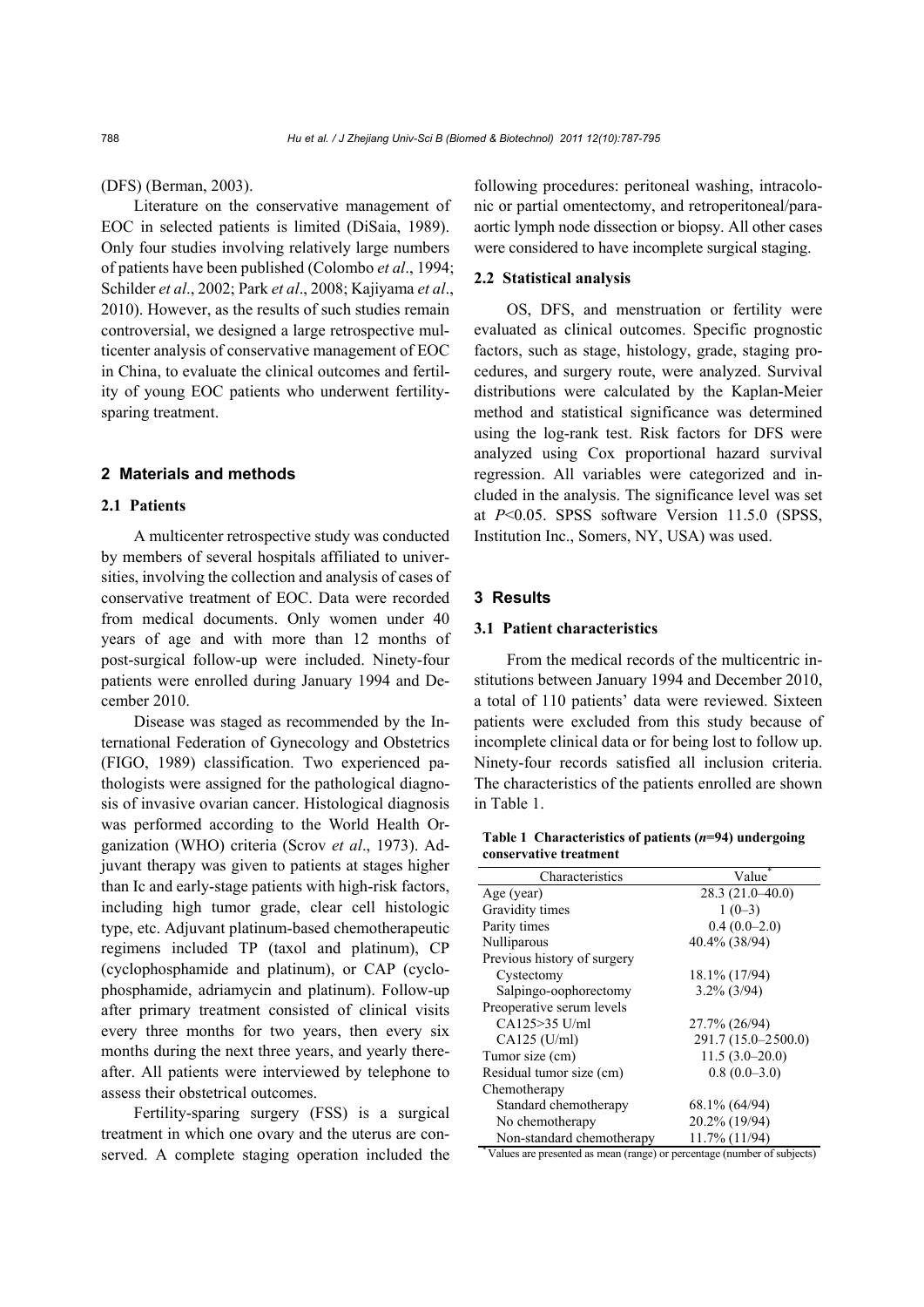(DFS) (Berman, 2003).

Literature on the conservative management of EOC in selected patients is limited (DiSaia, 1989). Only four studies involving relatively large numbers of patients have been published (Colombo *et al*., 1994; Schilder *et al*., 2002; Park *et al*., 2008; Kajiyama *et al*., 2010). However, as the results of such studies remain controversial, we designed a large retrospective multicenter analysis of conservative management of EOC in China, to evaluate the clinical outcomes and fertility of young EOC patients who underwent fertility-sparing treatment.

## 2 Materials and methods

### 2.1 Patients

A multicenter retrospective study was conducted by members of several hospitals affiliated to universities, involving the collection and analysis of cases of conservative treatment of EOC. Data were recorded from medical documents. Only women under 40 years of age and with more than 12 months of post-surgical follow-up were included. Ninety-four patients were enrolled during January 1994 and December 2010.

Disease was staged as recommended by the International Federation of Gynecology and Obstetrics (FIGO, 1989) classification. Two experienced pathologists were assigned for the pathological diagnosis of invasive ovarian cancer. Histological diagnosis was performed according to the World Health Organization (WHO) criteria (Scrov *et al*., 1973). Adjuvant therapy was given to patients at stages higher than Ic and early-stage patients with high-risk factors, including high tumor grade, clear cell histologic type, etc. Adjuvant platinum-based chemotherapeutic regimens included TP (taxol and platinum), CP (cyclophosphamide and platinum), or CAP (cyclophosphamide, adriamycin and platinum). Follow-up after primary treatment consisted of clinical visits every three months for two years, then every six months during the next three years, and yearly thereafter. All patients were interviewed by telephone to assess their obstetrical outcomes.

Fertility-sparing surgery (FSS) is a surgical treatment in which one ovary and the uterus are conserved. A complete staging operation included the following procedures: peritoneal washing, intracolonic or partial omentectomy, and retroperitoneal/para-aortic lymph node dissection or biopsy. All other cases were considered to have incomplete surgical staging.

### 2.2 Statistical analysis

OS, DFS, and menstruation or fertility were evaluated as clinical outcomes. Specific prognostic factors, such as stage, histology, grade, staging procedures, and surgery route, were analyzed. Survival distributions were calculated by the Kaplan-Meier method and statistical significance was determined using the log-rank test. Risk factors for DFS were analyzed using Cox proportional hazard survival regression. All variables were categorized and included in the analysis. The significance level was set at $P<0.05$. SPSS software Version 11.5.0 (SPSS, Institution Inc., Somers, NY, USA) was used.

## 3 Results

### 3.1 Patient characteristics

From the medical records of the multicentric institutions between January 1994 and December 2010, a total of 110 patients' data were reviewed. Sixteen patients were excluded from this study because of incomplete clinical data or for being lost to follow up. Ninety-four records satisfied all inclusion criteria. The characteristics of the patients enrolled are shown in Table 1.

**Table 1 Characteristics of patients (*n*=94) undergoing conservative treatment**

| Characteristics | Value* |
|---|---|
| Age (year) | 28.3 (21.0–40.0) |
| Gravidity times | 1 (0–3) |
| Parity times | 0.4 (0.0–2.0) |
| Nulliparous | 40.4% (38/94) |
| Previous history of surgery | |
| Cystectomy | 18.1% (17/94) |
| Salpingo-oophorectomy | 3.2% (3/94) |
| Preoperative serum levels | |
| CA125>35 U/ml | 27.7% (26/94) |
| CA125 (U/ml) | 291.7 (15.0–2500.0) |
| Tumor size (cm) | 11.5 (3.0–20.0) |
| Residual tumor size (cm) | 0.8 (0.0–3.0) |
| Chemotherapy | |
| Standard chemotherapy | 68.1% (64/94) |
| No chemotherapy | 20.2% (19/94) |
| Non-standard chemotherapy | 11.7% (11/94) |

*Values are presented as mean (range) or percentage (number of subjects)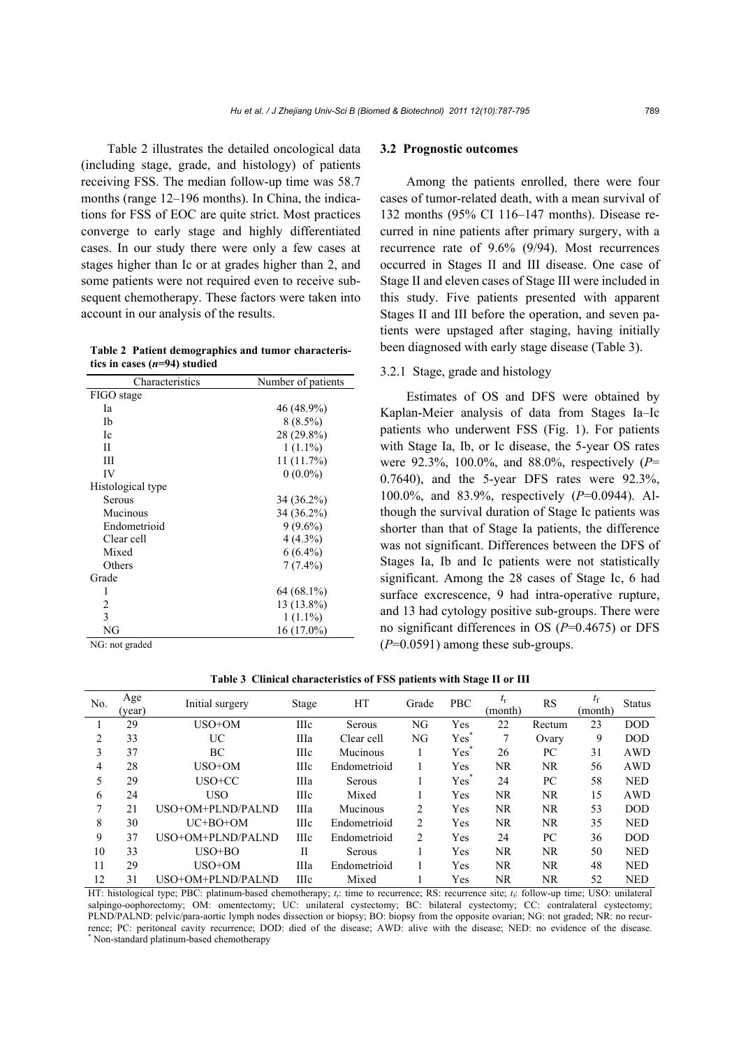Table 2 illustrates the detailed oncological data (including stage, grade, and histology) of patients receiving FSS. The median follow-up time was 58.7 months (range 12–196 months). In China, the indications for FSS of EOC are quite strict. Most practices converge to early stage and highly differentiated cases. In our study there were only a few cases at stages higher than Ic or at grades higher than 2, and some patients were not required even to receive subsequent chemotherapy. These factors were taken into account in our analysis of the results.

**Table 2 Patient demographics and tumor characteristics in cases (*n*=94) studied**

| Characteristics | Number of patients |
|---|---|
| FIGO stage | |
| Ia | 46 (48.9%) |
| Ib | 8 (8.5%) |
| Ic | 28 (29.8%) |
| II | 1 (1.1%) |
| III | 11 (11.7%) |
| IV | 0 (0.0%) |
| Histological type | |
| Serous | 34 (36.2%) |
| Mucinous | 34 (36.2%) |
| Endometrioid | 9 (9.6%) |
| Clear cell | 4 (4.3%) |
| Mixed | 6 (6.4%) |
| Others | 7 (7.4%) |
| Grade | |
| 1 | 64 (68.1%) |
| 2 | 13 (13.8%) |
| 3 | 1 (1.1%) |
| NG | 16 (17.0%) |

NG: not graded

### 3.2 Prognostic outcomes

Among the patients enrolled, there were four cases of tumor-related death, with a mean survival of 132 months (95% CI 116–147 months). Disease recurred in nine patients after primary surgery, with a recurrence rate of 9.6% (9/94). Most recurrences occurred in Stages II and III disease. One case of Stage II and eleven cases of Stage III were included in this study. Five patients presented with apparent Stages II and III before the operation, and seven patients were upstaged after staging, having initially been diagnosed with early stage disease (Table 3).

#### 3.2.1 Stage, grade and histology

Estimates of OS and DFS were obtained by Kaplan-Meier analysis of data from Stages Ia–Ic patients who underwent FSS (Fig. 1). For patients with Stage Ia, Ib, or Ic disease, the 5-year OS rates were 92.3%, 100.0%, and 88.0%, respectively ($P$=0.7640), and the 5-year DFS rates were 92.3%, 100.0%, and 83.9%, respectively ($P$=0.0944). Although the survival duration of Stage Ic patients was shorter than that of Stage Ia patients, the difference was not significant. Differences between the DFS of Stages Ia, Ib and Ic patients were not statistically significant. Among the 28 cases of Stage Ic, 6 had surface excrescence, 9 had intra-operative rupture, and 13 had cytology positive sub-groups. There were no significant differences in OS ($P$=0.4675) or DFS ($P$=0.0591) among these sub-groups.

**Table 3 Clinical characteristics of FSS patients with Stage II or III**

| No. | Age (year) | Initial surgery | Stage | HT | Grade | PBC | $t_r$ (month) | RS | $t_f$ (month) | Status |
|---|---|---|---|---|---|---|---|---|---|---|
| 1 | 29 | USO+OM | IIIc | Serous | NG | Yes | 22 | Rectum | 23 | DOD |
| 2 | 33 | UC | IIIa | Clear cell | NG | Yes* | 7 | Ovary | 9 | DOD |
| 3 | 37 | BC | IIIc | Mucinous | 1 | Yes* | 26 | PC | 31 | AWD |
| 4 | 28 | USO+OM | IIIc | Endometrioid | 1 | Yes | NR | NR | 56 | AWD |
| 5 | 29 | USO+CC | IIIa | Serous | 1 | Yes* | 24 | PC | 58 | NED |
| 6 | 24 | USO | IIIc | Mixed | 1 | Yes | NR | NR | 15 | AWD |
| 7 | 21 | USO+OM+PLND/PALND | IIIa | Mucinous | 2 | Yes | NR | NR | 53 | DOD |
| 8 | 30 | UC+BO+OM | IIIc | Endometrioid | 2 | Yes | NR | NR | 35 | NED |
| 9 | 37 | USO+OM+PLND/PALND | IIIc | Endometrioid | 2 | Yes | 24 | PC | 36 | DOD |
| 10 | 33 | USO+BO | II | Serous | 1 | Yes | NR | NR | 50 | NED |
| 11 | 29 | USO+OM | IIIa | Endometrioid | 1 | Yes | NR | NR | 48 | NED |
| 12 | 31 | USO+OM+PLND/PALND | IIIc | Mixed | 1 | Yes | NR | NR | 52 | NED |

HT: histological type; PBC: platinum-based chemotherapy; $t_r$: time to recurrence; RS: recurrence site; $t_f$: follow-up time; USO: unilateral salpingo-oophorectomy; OM: omentectomy; UC: unilateral cystectomy; BC: bilateral cystectomy; CC: contralateral cystectomy; PLND/PALND: pelvic/para-aortic lymph nodes dissection or biopsy; BO: biopsy from the opposite ovarian; NG: not graded; NR: no recurrence; PC: peritoneal cavity recurrence; DOD: died of the disease; AWD: alive with the disease; NED: no evidence of the disease. * Non-standard platinum-based chemotherapy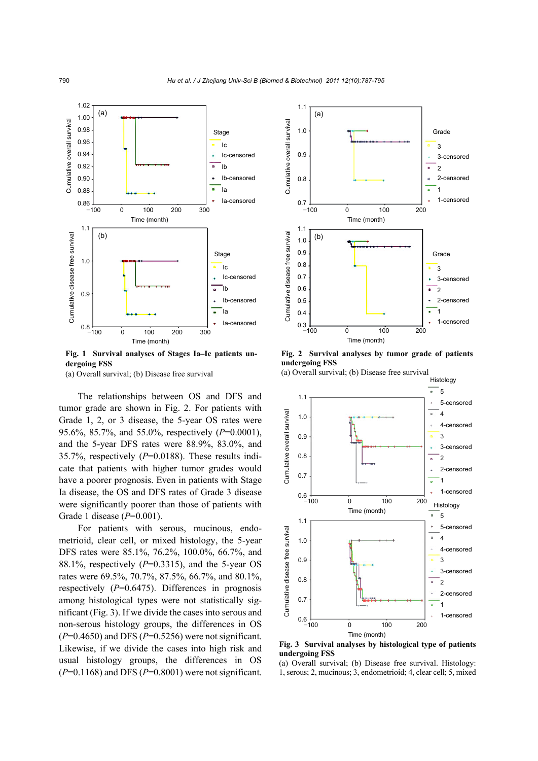Fig. 1 Survival analyses of Stages Ia–Ic patients undergoing FSS

(a) Overall survival; (b) Disease free survival

Fig. 2 Survival analyses by tumor grade of patients undergoing FSS

(a) Overall survival; (b) Disease free survival

The relationships between OS and DFS and tumor grade are shown in Fig. 2. For patients with Grade 1, 2, or 3 disease, the 5-year OS rates were 95.6%, 85.7%, and 55.0%, respectively ($P$=0.0001), and the 5-year DFS rates were 88.9%, 83.0%, and 35.7%, respectively ($P$=0.0188). These results indicate that patients with higher tumor grades would have a poorer prognosis. Even in patients with Stage Ia disease, the OS and DFS rates of Grade 3 disease were significantly poorer than those of patients with Grade 1 disease ($P$=0.001).

For patients with serous, mucinous, endometrioid, clear cell, or mixed histology, the 5-year DFS rates were 85.1%, 76.2%, 100.0%, 66.7%, and 88.1%, respectively ($P$=0.3315), and the 5-year OS rates were 69.5%, 70.7%, 87.5%, 66.7%, and 80.1%, respectively ($P$=0.6475). Differences in prognosis among histological types were not statistically significant (Fig. 3). If we divide the cases into serous and non-serous histology groups, the differences in OS ($P$=0.4650) and DFS ($P$=0.5256) were not significant. Likewise, if we divide the cases into high risk and usual histology groups, the differences in OS ($P$=0.1168) and DFS ($P$=0.8001) were not significant.

Fig. 3 Survival analyses by histological type of patients undergoing FSS

(a) Overall survival; (b) Disease free survival. Histology: 1, serous; 2, mucinous; 3, endometrioid; 4, clear cell; 5, mixed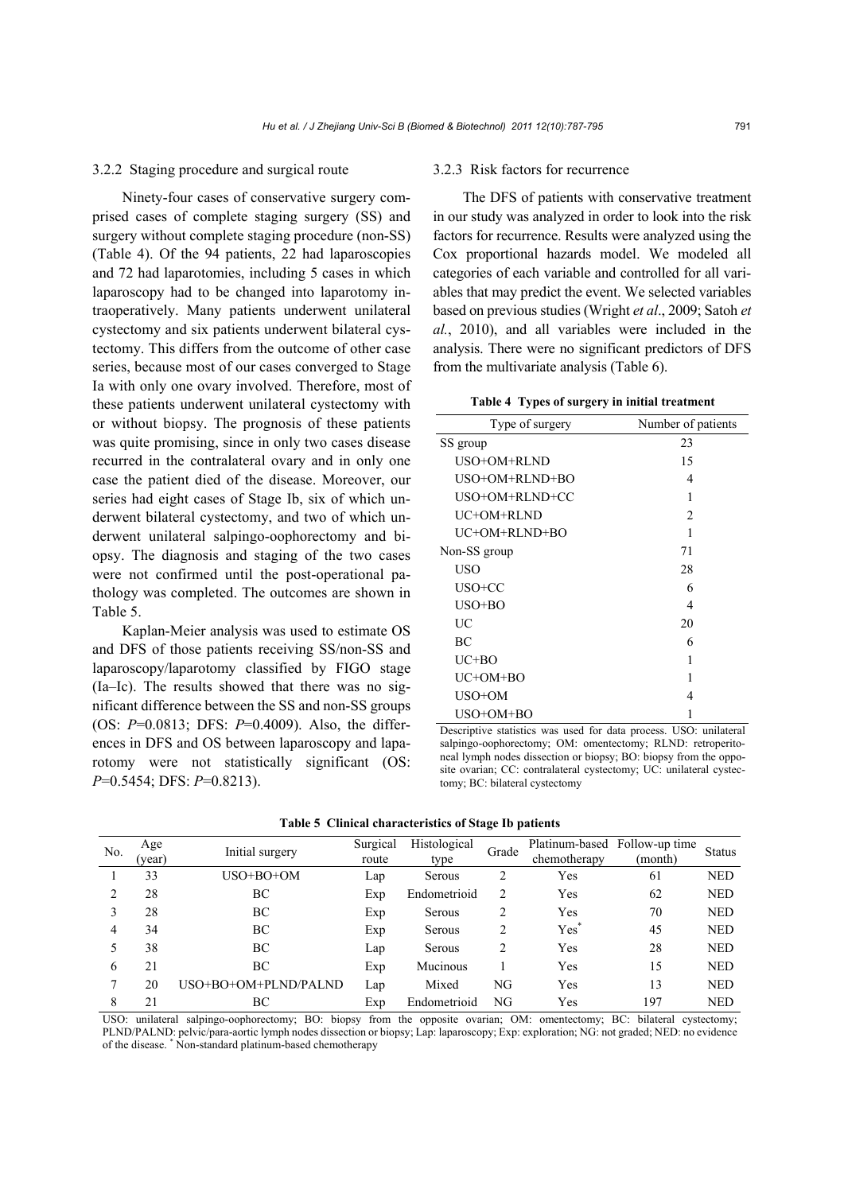### 3.2.2 Staging procedure and surgical route

Ninety-four cases of conservative surgery comprised cases of complete staging surgery (SS) and surgery without complete staging procedure (non-SS) (Table 4). Of the 94 patients, 22 had laparoscopies and 72 had laparotomies, including 5 cases in which laparoscopy had to be changed into laparotomy intraoperatively. Many patients underwent unilateral cystectomy and six patients underwent bilateral cystectomy. This differs from the outcome of other case series, because most of our cases converged to Stage Ia with only one ovary involved. Therefore, most of these patients underwent unilateral cystectomy with or without biopsy. The prognosis of these patients was quite promising, since in only two cases disease recurred in the contralateral ovary and in only one case the patient died of the disease. Moreover, our series had eight cases of Stage Ib, six of which underwent bilateral cystectomy, and two of which underwent unilateral salpingo-oophorectomy and biopsy. The diagnosis and staging of the two cases were not confirmed until the post-operational pathology was completed. The outcomes are shown in Table 5.

Kaplan-Meier analysis was used to estimate OS and DFS of those patients receiving SS/non-SS and laparoscopy/laparotomy classified by FIGO stage (Ia–Ic). The results showed that there was no significant difference between the SS and non-SS groups (OS: *P*=0.0813; DFS: *P*=0.4009). Also, the differences in DFS and OS between laparoscopy and laparotomy were not statistically significant (OS: *P*=0.5454; DFS: *P*=0.8213).

### 3.2.3 Risk factors for recurrence

The DFS of patients with conservative treatment in our study was analyzed in order to look into the risk factors for recurrence. Results were analyzed using the Cox proportional hazards model. We modeled all categories of each variable and controlled for all variables that may predict the event. We selected variables based on previous studies (Wright *et al*., 2009; Satoh *et al.*, 2010), and all variables were included in the analysis. There were no significant predictors of DFS from the multivariate analysis (Table 6).

**Table 4 Types of surgery in initial treatment**

| Type of surgery | Number of patients |
|---|---|
| SS group | 23 |
| USO+OM+RLND | 15 |
| USO+OM+RLND+BO | 4 |
| USO+OM+RLND+CC | 1 |
| UC+OM+RLND | 2 |
| UC+OM+RLND+BO | 1 |
| Non-SS group | 71 |
| USO | 28 |
| USO+CC | 6 |
| USO+BO | 4 |
| UC | 20 |
| BC | 6 |
| UC+BO | 1 |
| UC+OM+BO | 1 |
| USO+OM | 4 |
| USO+OM+BO | 1 |

Descriptive statistics was used for data process. USO: unilateral salpingo-oophorectomy; OM: omentectomy; RLND: retroperitoneal lymph nodes dissection or biopsy; BO: biopsy from the opposite ovarian; CC: contralateral cystectomy; UC: unilateral cystectomy; BC: bilateral cystectomy

**Table 5 Clinical characteristics of Stage Ib patients**

| No. | Age (year) | Initial surgery | Surgical route | Histological type | Grade | Platinum-based chemotherapy | Follow-up time (month) | Status |
|---|---|---|---|---|---|---|---|---|
| 1 | 33 | USO+BO+OM | Lap | Serous | 2 | Yes | 61 | NED |
| 2 | 28 | BC | Exp | Endometrioid | 2 | Yes | 62 | NED |
| 3 | 28 | BC | Exp | Serous | 2 | Yes | 70 | NED |
| 4 | 34 | BC | Exp | Serous | 2 | Yes* | 45 | NED |
| 5 | 38 | BC | Lap | Serous | 2 | Yes | 28 | NED |
| 6 | 21 | BC | Exp | Mucinous | 1 | Yes | 15 | NED |
| 7 | 20 | USO+BO+OM+PLND/PALND | Lap | Mixed | NG | Yes | 13 | NED |
| 8 | 21 | BC | Exp | Endometrioid | NG | Yes | 197 | NED |

USO: unilateral salpingo-oophorectomy; BO: biopsy from the opposite ovarian; OM: omentectomy; BC: bilateral cystectomy; PLND/PALND: pelvic/para-aortic lymph nodes dissection or biopsy; Lap: laparoscopy; Exp: exploration; NG: not graded; NED: no evidence of the disease. * Non-standard platinum-based chemotherapy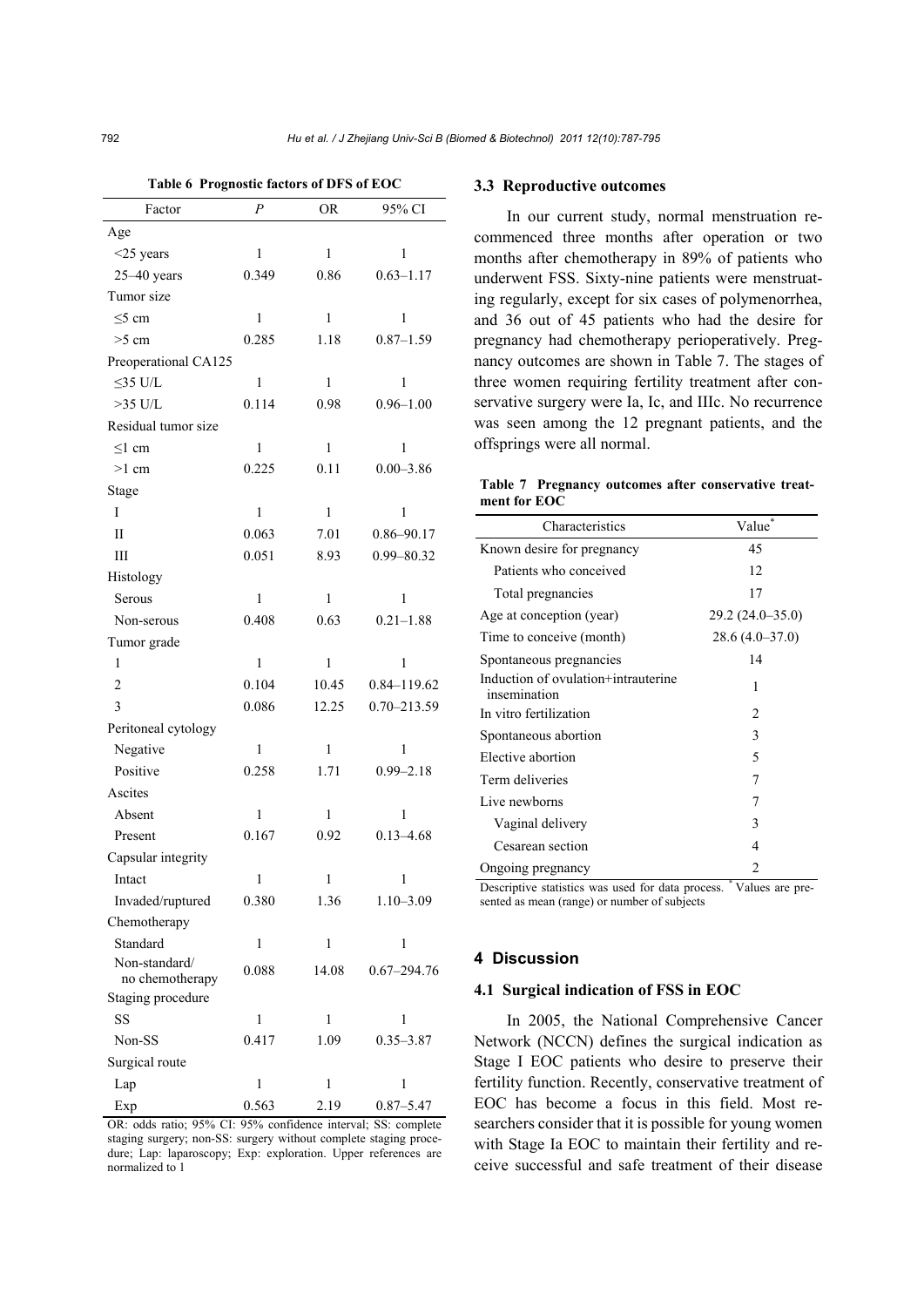**Table 6 Prognostic factors of DFS of EOC**

| Factor | *P* | OR | 95% CI |
|---|---|---|---|
| Age | | | |
| <25 years | 1 | 1 | 1 |
| 25–40 years | 0.349 | 0.86 | 0.63–1.17 |
| Tumor size | | | |
| ≤5 cm | 1 | 1 | 1 |
| >5 cm | 0.285 | 1.18 | 0.87–1.59 |
| Preoperational CA125 | | | |
| ≤35 U/L | 1 | 1 | 1 |
| >35 U/L | 0.114 | 0.98 | 0.96–1.00 |
| Residual tumor size | | | |
| ≤1 cm | 1 | 1 | 1 |
| >1 cm | 0.225 | 0.11 | 0.00–3.86 |
| Stage | | | |
| I | 1 | 1 | 1 |
| II | 0.063 | 7.01 | 0.86–90.17 |
| III | 0.051 | 8.93 | 0.99–80.32 |
| Histology | | | |
| Serous | 1 | 1 | 1 |
| Non-serous | 0.408 | 0.63 | 0.21–1.88 |
| Tumor grade | | | |
| 1 | 1 | 1 | 1 |
| 2 | 0.104 | 10.45 | 0.84–119.62 |
| 3 | 0.086 | 12.25 | 0.70–213.59 |
| Peritoneal cytology | | | |
| Negative | 1 | 1 | 1 |
| Positive | 0.258 | 1.71 | 0.99–2.18 |
| Ascites | | | |
| Absent | 1 | 1 | 1 |
| Present | 0.167 | 0.92 | 0.13–4.68 |
| Capsular integrity | | | |
| Intact | 1 | 1 | 1 |
| Invaded/ruptured | 0.380 | 1.36 | 1.10–3.09 |
| Chemotherapy | | | |
| Standard | 1 | 1 | 1 |
| Non-standard/ no chemotherapy | 0.088 | 14.08 | 0.67–294.76 |
| Staging procedure | | | |
| SS | 1 | 1 | 1 |
| Non-SS | 0.417 | 1.09 | 0.35–3.87 |
| Surgical route | | | |
| Lap | 1 | 1 | 1 |
| Exp | 0.563 | 2.19 | 0.87–5.47 |

OR: odds ratio; 95% CI: 95% confidence interval; SS: complete staging surgery; non-SS: surgery without complete staging procedure; Lap: laparoscopy; Exp: exploration. Upper references are normalized to 1

### 3.3 Reproductive outcomes

In our current study, normal menstruation recommenced three months after operation or two months after chemotherapy in 89% of patients who underwent FSS. Sixty-nine patients were menstruating regularly, except for six cases of polymenorrhea, and 36 out of 45 patients who had the desire for pregnancy had chemotherapy perioperatively. Pregnancy outcomes are shown in Table 7. The stages of three women requiring fertility treatment after conservative surgery were Ia, Ic, and IIIc. No recurrence was seen among the 12 pregnant patients, and the offsprings were all normal.

**Table 7 Pregnancy outcomes after conservative treatment for EOC**

| Characteristics | Value* |
|---|---|
| Known desire for pregnancy | 45 |
| Patients who conceived | 12 |
| Total pregnancies | 17 |
| Age at conception (year) | 29.2 (24.0–35.0) |
| Time to conceive (month) | 28.6 (4.0–37.0) |
| Spontaneous pregnancies | 14 |
| Induction of ovulation+intrauterine insemination | 1 |
| In vitro fertilization | 2 |
| Spontaneous abortion | 3 |
| Elective abortion | 5 |
| Term deliveries | 7 |
| Live newborns | 7 |
| Vaginal delivery | 3 |
| Cesarean section | 4 |
| Ongoing pregnancy | 2 |

Descriptive statistics was used for data process. * Values are presented as mean (range) or number of subjects

## 4 Discussion

### 4.1 Surgical indication of FSS in EOC

In 2005, the National Comprehensive Cancer Network (NCCN) defines the surgical indication as Stage I EOC patients who desire to preserve their fertility function. Recently, conservative treatment of EOC has become a focus in this field. Most researchers consider that it is possible for young women with Stage Ia EOC to maintain their fertility and receive successful and safe treatment of their disease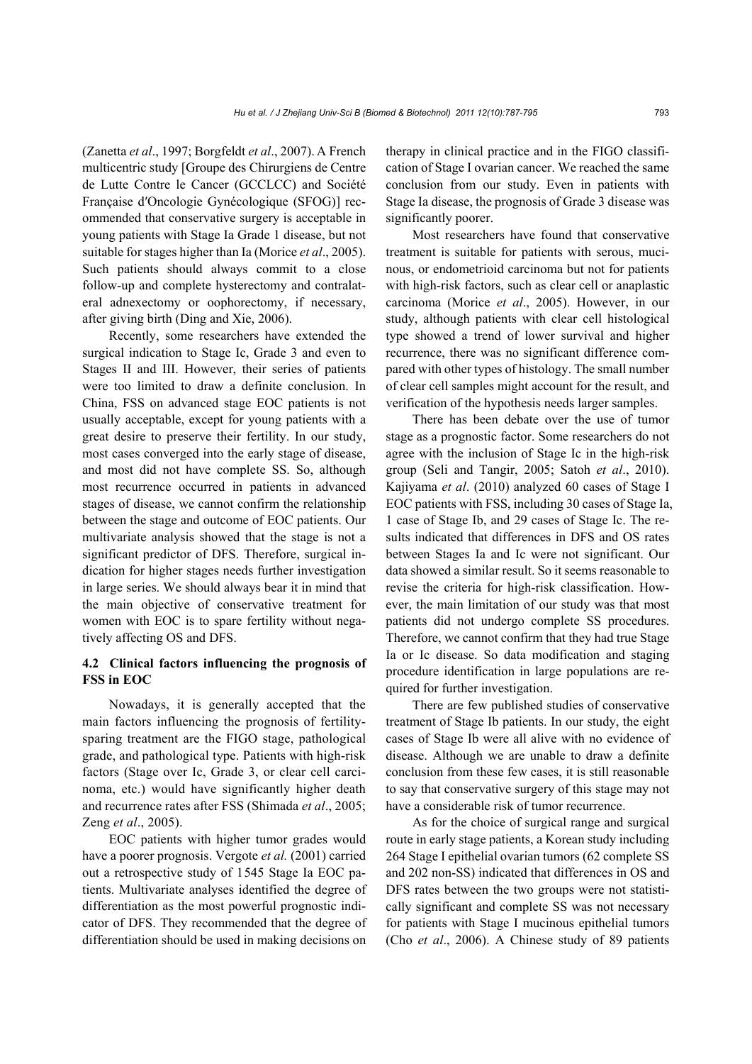(Zanetta *et al*., 1997; Borgfeldt *et al*., 2007). A French multicentric study [Groupe des Chirurgiens de Centre de Lutte Contre le Cancer (GCCLCC) and Société Française d′Oncologie Gynécologique (SFOG)] recommended that conservative surgery is acceptable in young patients with Stage Ia Grade 1 disease, but not suitable for stages higher than Ia (Morice *et al*., 2005). Such patients should always commit to a close follow-up and complete hysterectomy and contralateral adnexectomy or oophorectomy, if necessary, after giving birth (Ding and Xie, 2006).

Recently, some researchers have extended the surgical indication to Stage Ic, Grade 3 and even to Stages II and III. However, their series of patients were too limited to draw a definite conclusion. In China, FSS on advanced stage EOC patients is not usually acceptable, except for young patients with a great desire to preserve their fertility. In our study, most cases converged into the early stage of disease, and most did not have complete SS. So, although most recurrence occurred in patients in advanced stages of disease, we cannot confirm the relationship between the stage and outcome of EOC patients. Our multivariate analysis showed that the stage is not a significant predictor of DFS. Therefore, surgical indication for higher stages needs further investigation in large series. We should always bear it in mind that the main objective of conservative treatment for women with EOC is to spare fertility without negatively affecting OS and DFS.

### 4.2 Clinical factors influencing the prognosis of FSS in EOC

Nowadays, it is generally accepted that the main factors influencing the prognosis of fertility-sparing treatment are the FIGO stage, pathological grade, and pathological type. Patients with high-risk factors (Stage over Ic, Grade 3, or clear cell carcinoma, etc.) would have significantly higher death and recurrence rates after FSS (Shimada *et al*., 2005; Zeng *et al*., 2005).

EOC patients with higher tumor grades would have a poorer prognosis. Vergote *et al.* (2001) carried out a retrospective study of 1545 Stage Ia EOC patients. Multivariate analyses identified the degree of differentiation as the most powerful prognostic indicator of DFS. They recommended that the degree of differentiation should be used in making decisions on therapy in clinical practice and in the FIGO classification of Stage I ovarian cancer. We reached the same conclusion from our study. Even in patients with Stage Ia disease, the prognosis of Grade 3 disease was significantly poorer.

Most researchers have found that conservative treatment is suitable for patients with serous, mucinous, or endometrioid carcinoma but not for patients with high-risk factors, such as clear cell or anaplastic carcinoma (Morice *et al*., 2005). However, in our study, although patients with clear cell histological type showed a trend of lower survival and higher recurrence, there was no significant difference compared with other types of histology. The small number of clear cell samples might account for the result, and verification of the hypothesis needs larger samples.

There has been debate over the use of tumor stage as a prognostic factor. Some researchers do not agree with the inclusion of Stage Ic in the high-risk group (Seli and Tangir, 2005; Satoh *et al*., 2010). Kajiyama *et al*. (2010) analyzed 60 cases of Stage I EOC patients with FSS, including 30 cases of Stage Ia, 1 case of Stage Ib, and 29 cases of Stage Ic. The results indicated that differences in DFS and OS rates between Stages Ia and Ic were not significant. Our data showed a similar result. So it seems reasonable to revise the criteria for high-risk classification. However, the main limitation of our study was that most patients did not undergo complete SS procedures. Therefore, we cannot confirm that they had true Stage Ia or Ic disease. So data modification and staging procedure identification in large populations are required for further investigation.

There are few published studies of conservative treatment of Stage Ib patients. In our study, the eight cases of Stage Ib were all alive with no evidence of disease. Although we are unable to draw a definite conclusion from these few cases, it is still reasonable to say that conservative surgery of this stage may not have a considerable risk of tumor recurrence.

As for the choice of surgical range and surgical route in early stage patients, a Korean study including 264 Stage I epithelial ovarian tumors (62 complete SS and 202 non-SS) indicated that differences in OS and DFS rates between the two groups were not statistically significant and complete SS was not necessary for patients with Stage I mucinous epithelial tumors (Cho *et al*., 2006). A Chinese study of 89 patients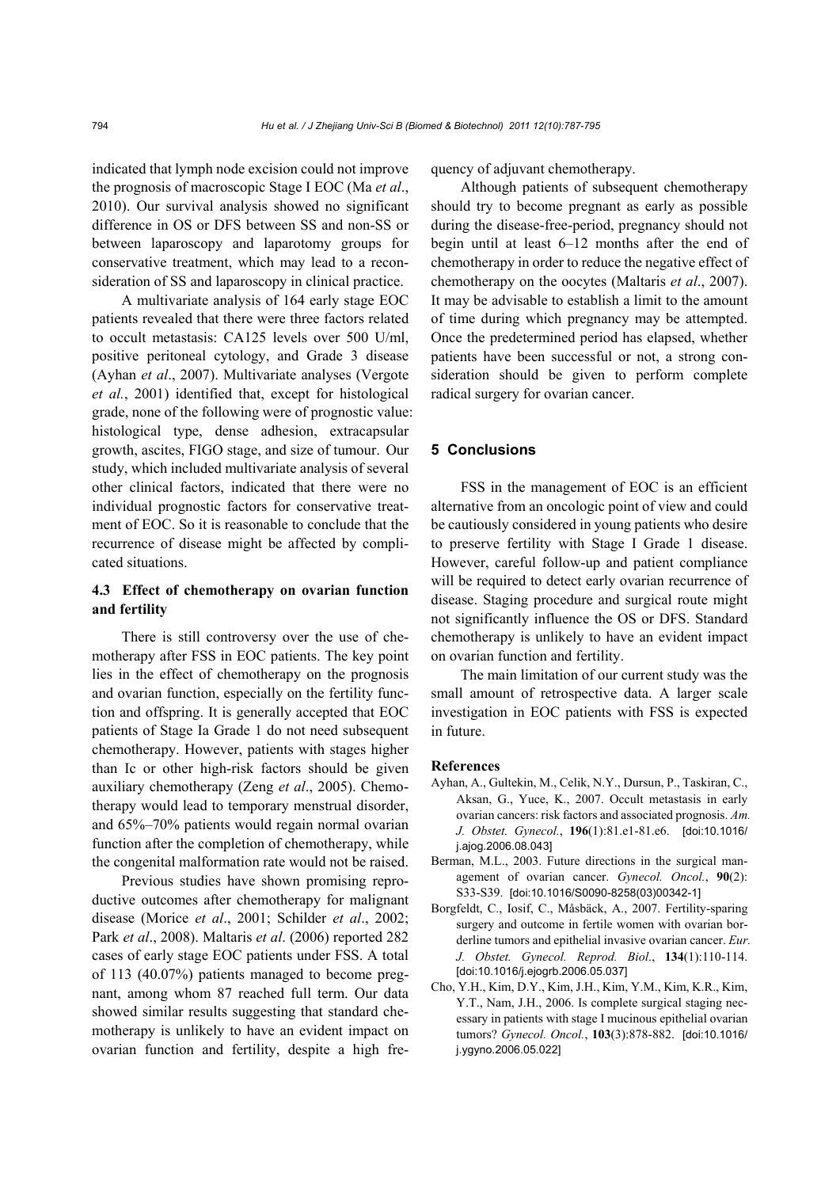indicated that lymph node excision could not improve the prognosis of macroscopic Stage I EOC (Ma *et al*., 2010). Our survival analysis showed no significant difference in OS or DFS between SS and non-SS or between laparoscopy and laparotomy groups for conservative treatment, which may lead to a reconsideration of SS and laparoscopy in clinical practice.

A multivariate analysis of 164 early stage EOC patients revealed that there were three factors related to occult metastasis: CA125 levels over 500 U/ml, positive peritoneal cytology, and Grade 3 disease (Ayhan *et al*., 2007). Multivariate analyses (Vergote *et al.*, 2001) identified that, except for histological grade, none of the following were of prognostic value: histological type, dense adhesion, extracapsular growth, ascites, FIGO stage, and size of tumour. Our study, which included multivariate analysis of several other clinical factors, indicated that there were no individual prognostic factors for conservative treatment of EOC. So it is reasonable to conclude that the recurrence of disease might be affected by complicated situations.

### 4.3 Effect of chemotherapy on ovarian function and fertility

There is still controversy over the use of chemotherapy after FSS in EOC patients. The key point lies in the effect of chemotherapy on the prognosis and ovarian function, especially on the fertility function and offspring. It is generally accepted that EOC patients of Stage Ia Grade 1 do not need subsequent chemotherapy. However, patients with stages higher than Ic or other high-risk factors should be given auxiliary chemotherapy (Zeng *et al*., 2005). Chemotherapy would lead to temporary menstrual disorder, and 65%–70% patients would regain normal ovarian function after the completion of chemotherapy, while the congenital malformation rate would not be raised.

Previous studies have shown promising reproductive outcomes after chemotherapy for malignant disease (Morice *et al*., 2001; Schilder *et al*., 2002; Park *et al*., 2008). Maltaris *et al*. (2006) reported 282 cases of early stage EOC patients under FSS. A total of 113 (40.07%) patients managed to become pregnant, among whom 87 reached full term. Our data showed similar results suggesting that standard chemotherapy is unlikely to have an evident impact on ovarian function and fertility, despite a high frequency of adjuvant chemotherapy.

Although patients of subsequent chemotherapy should try to become pregnant as early as possible during the disease-free-period, pregnancy should not begin until at least 6–12 months after the end of chemotherapy in order to reduce the negative effect of chemotherapy on the oocytes (Maltaris *et al*., 2007). It may be advisable to establish a limit to the amount of time during which pregnancy may be attempted. Once the predetermined period has elapsed, whether patients have been successful or not, a strong consideration should be given to perform complete radical surgery for ovarian cancer.

## 5 Conclusions

FSS in the management of EOC is an efficient alternative from an oncologic point of view and could be cautiously considered in young patients who desire to preserve fertility with Stage I Grade 1 disease. However, careful follow-up and patient compliance will be required to detect early ovarian recurrence of disease. Staging procedure and surgical route might not significantly influence the OS or DFS. Standard chemotherapy is unlikely to have an evident impact on ovarian function and fertility.

The main limitation of our current study was the small amount of retrospective data. A larger scale investigation in EOC patients with FSS is expected in future.

## References

Ayhan, A., Gultekin, M., Celik, N.Y., Dursun, P., Taskiran, C., Aksan, G., Yuce, K., 2007. Occult metastasis in early ovarian cancers: risk factors and associated prognosis. *Am. J. Obstet. Gynecol.*, **196**(1):81.e1-81.e6. [doi:10.1016/j.ajog.2006.08.043]

Berman, M.L., 2003. Future directions in the surgical management of ovarian cancer. *Gynecol. Oncol.*, **90**(2): S33-S39. [doi:10.1016/S0090-8258(03)00342-1]

Borgfeldt, C., Iosif, C., Måsbäck, A., 2007. Fertility-sparing surgery and outcome in fertile women with ovarian borderline tumors and epithelial invasive ovarian cancer. *Eur. J. Obstet. Gynecol. Reprod. Biol*., **134**(1):110-114. [doi:10.1016/j.ejogrb.2006.05.037]

Cho, Y.H., Kim, D.Y., Kim, J.H., Kim, Y.M., Kim, K.R., Kim, Y.T., Nam, J.H., 2006. Is complete surgical staging necessary in patients with stage I mucinous epithelial ovarian tumors? *Gynecol. Oncol.*, **103**(3):878-882. [doi:10.1016/j.ygyno.2006.05.022]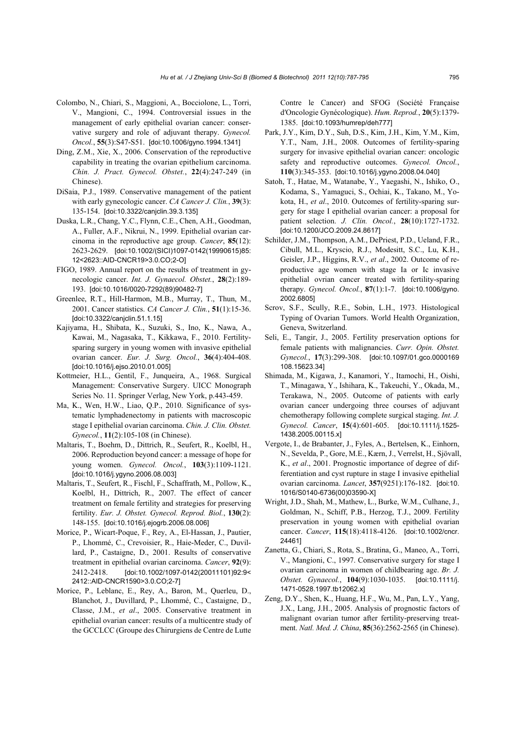Colombo, N., Chiari, S., Maggioni, A., Bocciolone, L., Torri, V., Mangioni, C., 1994. Controversial issues in the management of early epithelial ovarian cancer: conservative surgery and role of adjuvant therapy. *Gynecol. Oncol.*, **55**(3):S47-S51. [doi:10.1006/gyno.1994.1341]

Ding, Z.M., Xie, X., 2006. Conservation of the reproductive capability in treating the ovarian epithelium carcinoma. *Chin. J. Pract. Gynecol. Obstet.*, **22**(4):247-249 (in Chinese).

DiSaia, P.J., 1989. Conservative management of the patient with early gynecologic cancer. *CA Cancer J. Clin.*, **39**(3): 135-154. [doi:10.3322/canjclin.39.3.135]

Duska, L.R., Chang, Y.C., Flynn, C.E., Chen, A.H., Goodman, A., Fuller, A.F., Nikrui, N., 1999. Epithelial ovarian carcinoma in the reproductive age group. *Cancer*, **85**(12): 2623-2629. [doi:10.1002/(SICI)1097-0142(19990615)85:12<2623::AID-CNCR19>3.0.CO;2-O]

FIGO, 1989. Annual report on the results of treatment in gynecologic cancer. *Int. J. Gynaecol. Obstet.*, **28**(2):189-193. [doi:10.1016/0020-7292(89)90482-7]

Greenlee, R.T., Hill-Harmon, M.B., Murray, T., Thun, M., 2001. Cancer statistics. *CA Cancer J. Clin.*, **51**(1):15-36. [doi:10.3322/canjclin.51.1.15]

Kajiyama, H., Shibata, K., Suzuki, S., Ino, K., Nawa, A., Kawai, M., Nagasaka, T., Kikkawa, F., 2010. Fertility-sparing surgery in young women with invasive epithelial ovarian cancer. *Eur. J. Surg. Oncol.*, **36**(4):404-408. [doi:10.1016/j.ejso.2010.01.005]

Kottmeier, H.L., Gentil, F., Junqueira, A., 1968. Surgical Management: Conservative Surgery. UICC Monograph Series No. 11. Springer Verlag, New York, p.443-459.

Ma, K., Wen, H.W., Liao, Q.P., 2010. Significance of systematic lymphadenectomy in patients with macroscopic stage I epithelial ovarian carcinoma. *Chin. J. Clin. Obstet. Gynecol.*, **11**(2):105-108 (in Chinese).

Maltaris, T., Boehm, D., Dittrich, R., Seufert, R., Koelbl, H., 2006. Reproduction beyond cancer: a message of hope for young women. *Gynecol. Oncol.*, **103**(3):1109-1121. [doi:10.1016/j.ygyno.2006.08.003]

Maltaris, T., Seufert, R., Fischl, F., Schaffrath, M., Pollow, K., Koelbl, H., Dittrich, R., 2007. The effect of cancer treatment on female fertility and strategies for preserving fertility. *Eur. J. Obstet. Gynecol. Reprod. Biol.*, **130**(2): 148-155. [doi:10.1016/j.ejogrb.2006.08.006]

Morice, P., Wicart-Poque, F., Rey, A., El-Hassan, J., Pautier, P., Lhommé, C., Crevoisier, R., Haie-Meder, C., Duvillard, P., Castaigne, D., 2001. Results of conservative treatment in epithelial ovarian carcinoma. *Cancer*, **92**(9): 2412-2418. [doi:10.1002/1097-0142(20011101)92:9<2412::AID-CNCR1590>3.0.CO;2-7]

Morice, P., Leblanc, E., Rey, A., Baron, M., Querleu, D., Blanchot, J., Duvillard, P., Lhommé, C., Castaigne, D., Classe, J.M., *et al*., 2005. Conservative treatment in epithelial ovarian cancer: results of a multicentre study of the GCCLCC (Groupe des Chirurgiens de Centre de Lutte Contre le Cancer) and SFOG (Société Française d'Oncologie Gynécologique). *Hum. Reprod.*, **20**(5):1379-1385. [doi:10.1093/humrep/deh777]

Park, J.Y., Kim, D.Y., Suh, D.S., Kim, J.H., Kim, Y.M., Kim, Y.T., Nam, J.H., 2008. Outcomes of fertility-sparing surgery for invasive epithelial ovarian cancer: oncologic safety and reproductive outcomes. *Gynecol. Oncol.*, **110**(3):345-353. [doi:10.1016/j.ygyno.2008.04.040]

Satoh, T., Hatae, M., Watanabe, Y., Yaegashi, N., Ishiko, O., Kodama, S., Yamaguci, S., Ochiai, K., Takano, M., Yokota, H., *et al*., 2010. Outcomes of fertility-sparing surgery for stage I epithelial ovarian cancer: a proposal for patient selection. *J. Clin. Oncol.*, **28**(10):1727-1732. [doi:10.1200/JCO.2009.24.8617]

Schilder, J.M., Thompson, A.M., DePriest, P.D., Ueland, F.R., Cibull, M.L., Kryscio, R.J., Modesitt, S.C., Lu, K.H., Geisler, J.P., Higgins, R.V., *et al*., 2002. Outcome of reproductive age women with stage Ia or Ic invasive epithelial ovrian cancer treated with fertility-sparing therapy. *Gynecol. Oncol.*, **87**(1):1-7. [doi:10.1006/gyno.2002.6805]

Scrov, S.F., Scully, R.E., Sobin, L.H., 1973. Histological Typing of Ovarian Tumors. World Health Organization, Geneva, Switzerland.

Seli, E., Tangir, J., 2005. Fertility preservation options for female patients with malignancies. *Curr. Opin. Obstet. Gynecol.*, **17**(3):299-308. [doi:10.1097/01.gco.0000169108.15623.34]

Shimada, M., Kigawa, J., Kanamori, Y., Itamochi, H., Oishi, T., Minagawa, Y., Ishihara, K., Takeuchi, Y., Okada, M., Terakawa, N., 2005. Outcome of patients with early ovarian cancer undergoing three courses of adjuvant chemotherapy following complete surgical staging. *Int. J. Gynecol. Cancer*, **15**(4):601-605. [doi:10.1111/j.1525-1438.2005.00115.x]

Vergote, I., de Brabanter, J., Fyles, A., Bertelsen, K., Einhorn, N., Sevelda, P., Gore, M.E., Kærn, J., Verrelst, H., Sjövall, K., *et al*., 2001. Prognostic importance of degree of differentiation and cyst rupture in stage I invasive epithelial ovarian carcinoma. *Lancet*, **357**(9251):176-182. [doi:10.1016/S0140-6736(00)03590-X]

Wright, J.D., Shah, M., Mathew, L., Burke, W.M., Culhane, J., Goldman, N., Schiff, P.B., Herzog, T.J., 2009. Fertility preservation in young women with epithelial ovarian cancer. *Cancer*, **115**(18):4118-4126. [doi:10.1002/cncr.24461]

Zanetta, G., Chiari, S., Rota, S., Bratina, G., Maneo, A., Torri, V., Mangioni, C., 1997. Conservative surgery for stage I ovarian carcinoma in women of childbearing age. *Br. J. Obstet. Gynaecol.*, **104**(9):1030-1035. [doi:10.1111/j.1471-0528.1997.tb12062.x]

Zeng, D.Y., Shen, K., Huang, H.F., Wu, M., Pan, L.Y., Yang, J.X., Lang, J.H., 2005. Analysis of prognostic factors of malignant ovarian tumor after fertility-preserving treatment. *Natl. Med. J. China*, **85**(36):2562-2565 (in Chinese).